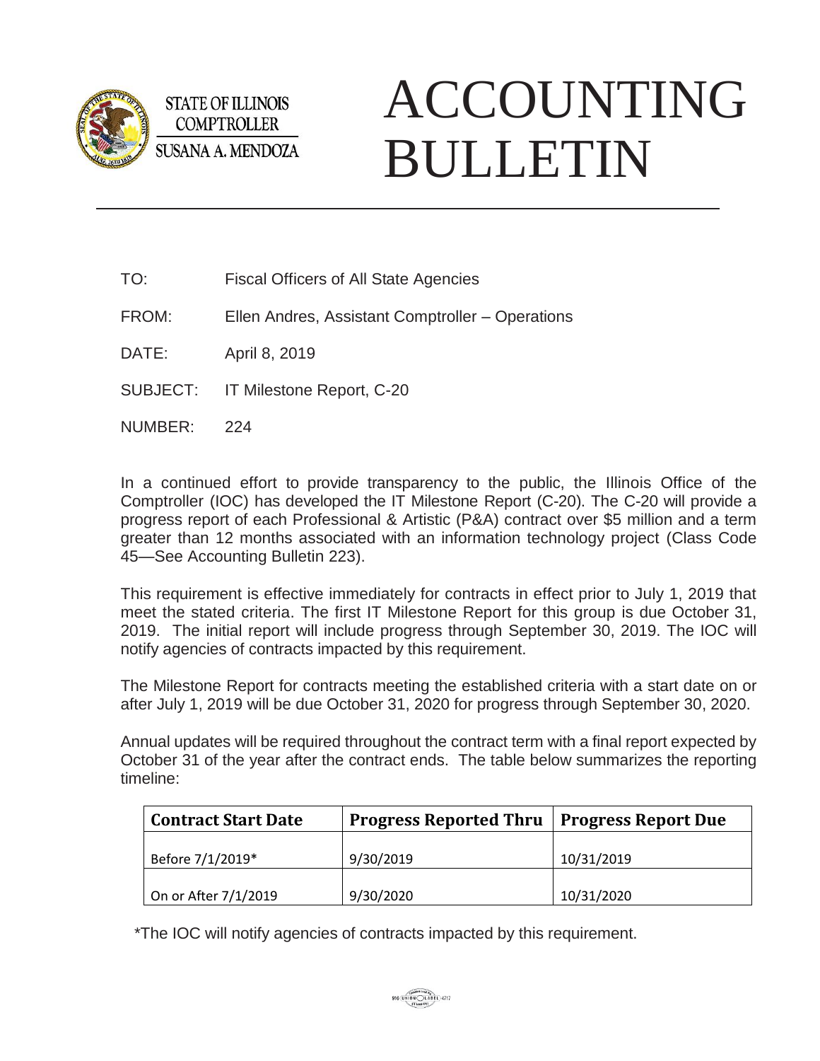STATE OF ILLINOIS
COMPTROLLER
SUSANA A. MENDOZA

# ACCOUNTING BULLETIN

TO: Fiscal Officers of All State Agencies

FROM: Ellen Andres, Assistant Comptroller – Operations

DATE: April 8, 2019

SUBJECT: IT Milestone Report, C-20

NUMBER: 224

In a continued effort to provide transparency to the public, the Illinois Office of the Comptroller (IOC) has developed the IT Milestone Report (C-20). The C-20 will provide a progress report of each Professional & Artistic (P&A) contract over $5 million and a term greater than 12 months associated with an information technology project (Class Code 45—See Accounting Bulletin 223).

This requirement is effective immediately for contracts in effect prior to July 1, 2019 that meet the stated criteria. The first IT Milestone Report for this group is due October 31, 2019. The initial report will include progress through September 30, 2019. The IOC will notify agencies of contracts impacted by this requirement.

The Milestone Report for contracts meeting the established criteria with a start date on or after July 1, 2019 will be due October 31, 2020 for progress through September 30, 2020.

Annual updates will be required throughout the contract term with a final report expected by October 31 of the year after the contract ends. The table below summarizes the reporting timeline:

| Contract Start Date | Progress Reported Thru | Progress Report Due |
|---|---|---|
| Before 7/1/2019* | 9/30/2019 | 10/31/2019 |
| On or After 7/1/2019 | 9/30/2020 | 10/31/2020 |

*The IOC will notify agencies of contracts impacted by this requirement.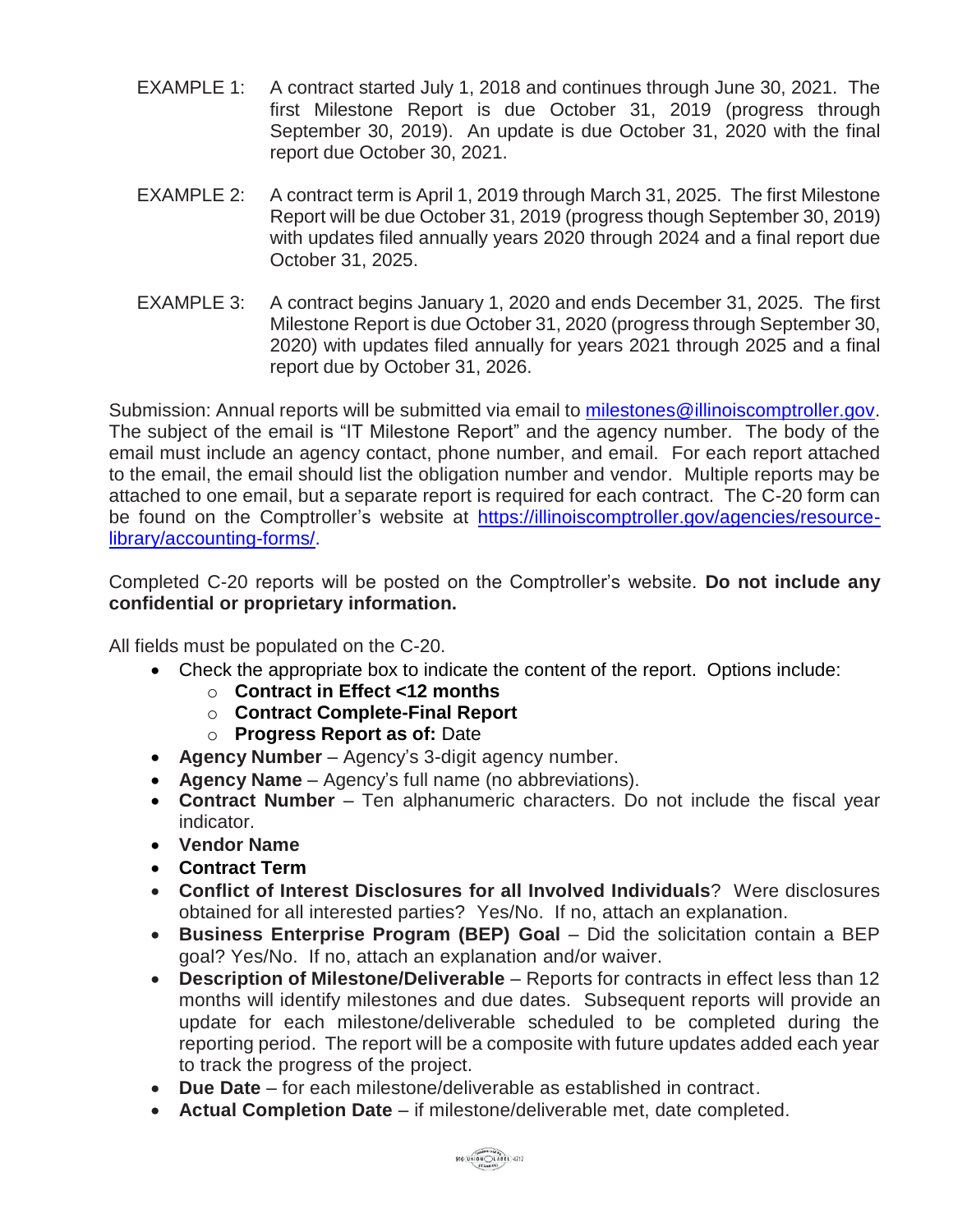EXAMPLE 1: A contract started July 1, 2018 and continues through June 30, 2021. The first Milestone Report is due October 31, 2019 (progress through September 30, 2019). An update is due October 31, 2020 with the final report due October 30, 2021.

EXAMPLE 2: A contract term is April 1, 2019 through March 31, 2025. The first Milestone Report will be due October 31, 2019 (progress though September 30, 2019) with updates filed annually years 2020 through 2024 and a final report due October 31, 2025.

EXAMPLE 3: A contract begins January 1, 2020 and ends December 31, 2025. The first Milestone Report is due October 31, 2020 (progress through September 30, 2020) with updates filed annually for years 2021 through 2025 and a final report due by October 31, 2026.

Submission: Annual reports will be submitted via email to milestones@illinoiscomptroller.gov. The subject of the email is "IT Milestone Report" and the agency number. The body of the email must include an agency contact, phone number, and email. For each report attached to the email, the email should list the obligation number and vendor. Multiple reports may be attached to one email, but a separate report is required for each contract. The C-20 form can be found on the Comptroller's website at https://illinoiscomptroller.gov/agencies/resource-library/accounting-forms/.

Completed C-20 reports will be posted on the Comptroller's website. **Do not include any confidential or proprietary information.**

All fields must be populated on the C-20.

- Check the appropriate box to indicate the content of the report. Options include:
  - **Contract in Effect <12 months**
  - **Contract Complete-Final Report**
  - **Progress Report as of:** Date
- **Agency Number** – Agency's 3-digit agency number.
- **Agency Name** – Agency's full name (no abbreviations).
- **Contract Number** – Ten alphanumeric characters. Do not include the fiscal year indicator.
- **Vendor Name**
- **Contract Term**
- **Conflict of Interest Disclosures for all Involved Individuals**? Were disclosures obtained for all interested parties? Yes/No. If no, attach an explanation.
- **Business Enterprise Program (BEP) Goal** – Did the solicitation contain a BEP goal? Yes/No. If no, attach an explanation and/or waiver.
- **Description of Milestone/Deliverable** – Reports for contracts in effect less than 12 months will identify milestones and due dates. Subsequent reports will provide an update for each milestone/deliverable scheduled to be completed during the reporting period. The report will be a composite with future updates added each year to track the progress of the project.
- **Due Date** – for each milestone/deliverable as established in contract.
- **Actual Completion Date** – if milestone/deliverable met, date completed.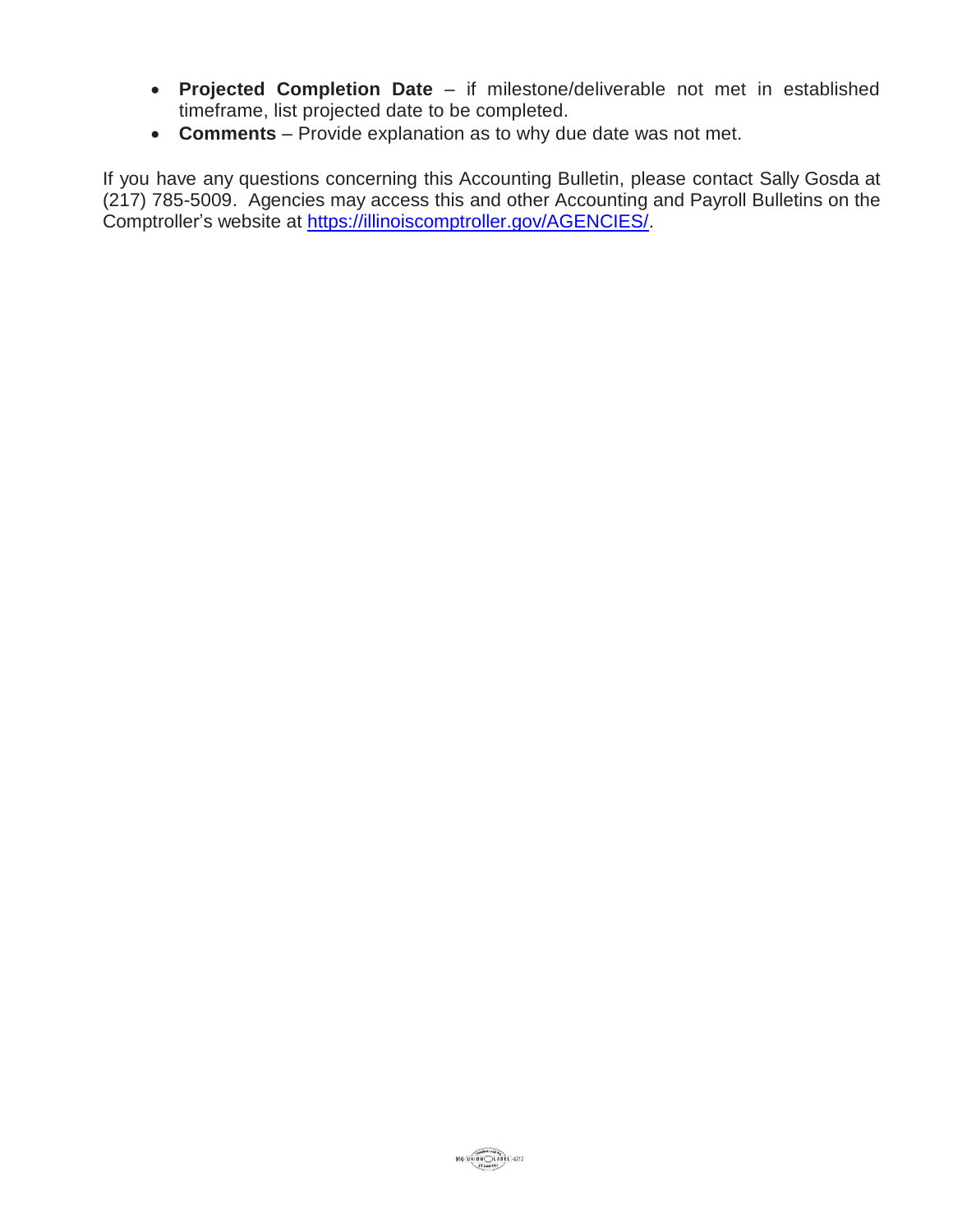- **Projected Completion Date** – if milestone/deliverable not met in established timeframe, list projected date to be completed.
- **Comments** – Provide explanation as to why due date was not met.

If you have any questions concerning this Accounting Bulletin, please contact Sally Gosda at (217) 785-5009. Agencies may access this and other Accounting and Payroll Bulletins on the Comptroller's website at https://illinoiscomptroller.gov/AGENCIES/.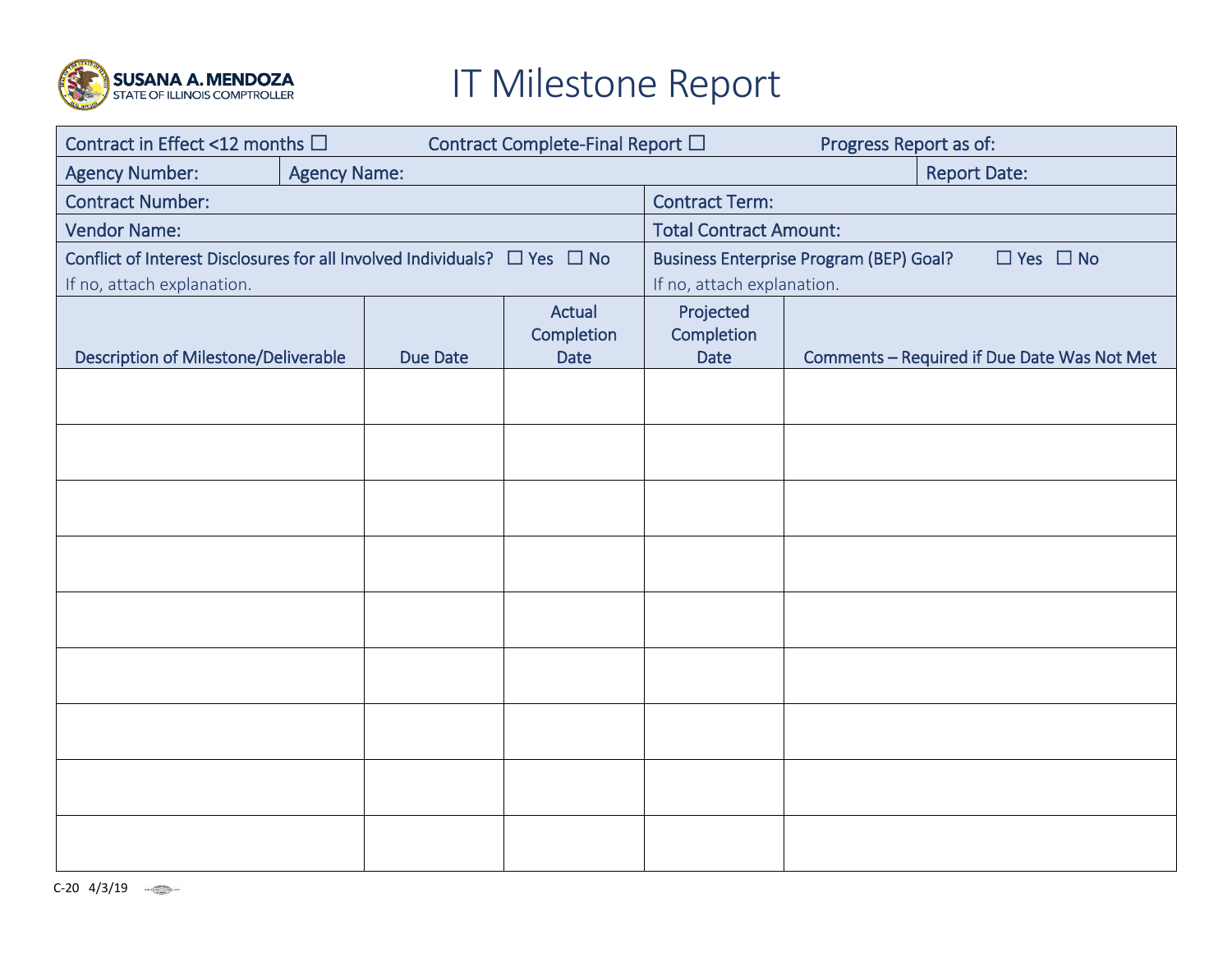SUSANA A. MENDOZA
STATE OF ILLINOIS COMPTROLLER

# IT Milestone Report

| | | | | |
|---|---|---|---|---|
| Contract in Effect <12 months ☐ | Contract Complete-Final Report ☐ | | Progress Report as of: | |
| Agency Number: | Agency Name: | | | Report Date: |
| Contract Number: | | | Contract Term: | |
| Vendor Name: | | | Total Contract Amount: | |
| Conflict of Interest Disclosures for all Involved Individuals? ☐ Yes ☐ No<br>If no, attach explanation. | | | Business Enterprise Program (BEP) Goal? ☐ Yes ☐ No<br>If no, attach explanation. | |

| Description of Milestone/Deliverable | Due Date | Actual Completion Date | Projected Completion Date | Comments – Required if Due Date Was Not Met |
|---|---|---|---|---|
| | | | | |
| | | | | |
| | | | | |
| | | | | |
| | | | | |
| | | | | |
| | | | | |
| | | | | |
| | | | | |

C-20 4/3/19